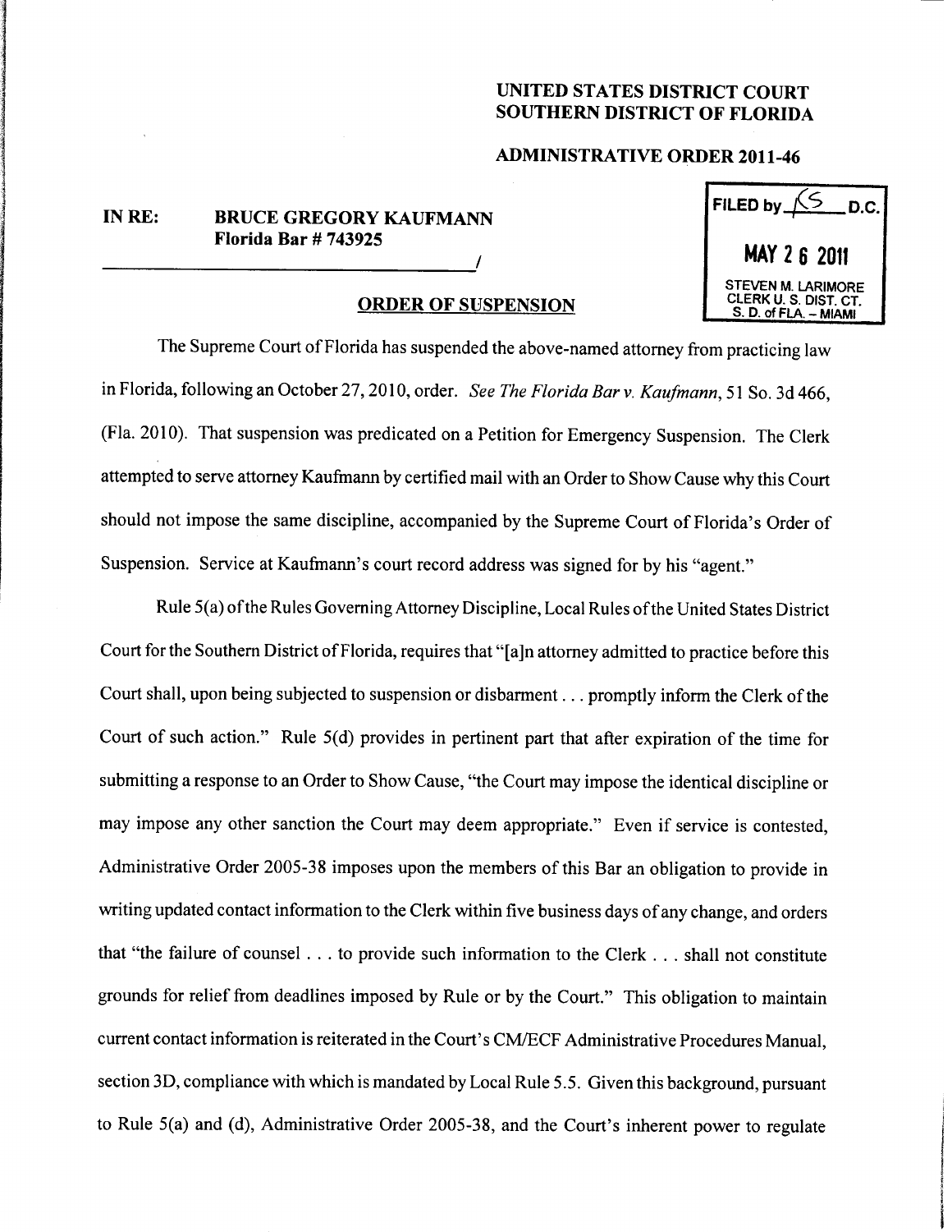**UNITED STATES DISTRICT COURT**
**SOUTHERN DISTRICT OF FLORIDA**

**ADMINISTRATIVE ORDER 2011-46**

FILED by KS D.C.
MAY 26 2011
STEVEN M. LARIMORE
CLERK U. S. DIST. CT.
S. D. of FLA. – MIAMI

**IN RE: BRUCE GREGORY KAUFMANN**
**Florida Bar # 743925**
_______________________________________/

**ORDER OF SUSPENSION**

The Supreme Court of Florida has suspended the above-named attorney from practicing law in Florida, following an October 27, 2010, order. *See The Florida Bar v. Kaufmann*, 51 So. 3d 466, (Fla. 2010). That suspension was predicated on a Petition for Emergency Suspension. The Clerk attempted to serve attorney Kaufmann by certified mail with an Order to Show Cause why this Court should not impose the same discipline, accompanied by the Supreme Court of Florida's Order of Suspension. Service at Kaufmann's court record address was signed for by his "agent."

Rule 5(a) of the Rules Governing Attorney Discipline, Local Rules of the United States District Court for the Southern District of Florida, requires that "[a]n attorney admitted to practice before this Court shall, upon being subjected to suspension or disbarment . . . promptly inform the Clerk of the Court of such action." Rule 5(d) provides in pertinent part that after expiration of the time for submitting a response to an Order to Show Cause, "the Court may impose the identical discipline or may impose any other sanction the Court may deem appropriate." Even if service is contested, Administrative Order 2005-38 imposes upon the members of this Bar an obligation to provide in writing updated contact information to the Clerk within five business days of any change, and orders that "the failure of counsel . . . to provide such information to the Clerk . . . shall not constitute grounds for relief from deadlines imposed by Rule or by the Court." This obligation to maintain current contact information is reiterated in the Court's CM/ECF Administrative Procedures Manual, section 3D, compliance with which is mandated by Local Rule 5.5. Given this background, pursuant to Rule 5(a) and (d), Administrative Order 2005-38, and the Court's inherent power to regulate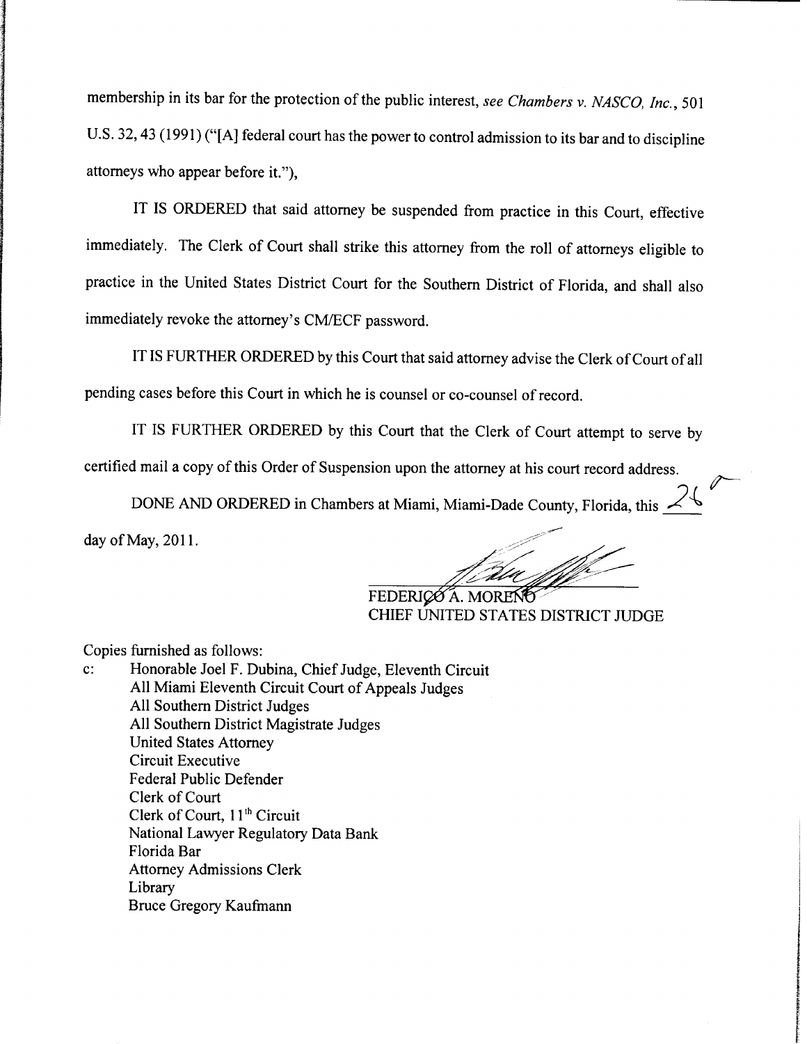membership in its bar for the protection of the public interest, *see Chambers v. NASCO, Inc.*, 501 U.S. 32, 43 (1991) ("[A] federal court has the power to control admission to its bar and to discipline attorneys who appear before it."),

IT IS ORDERED that said attorney be suspended from practice in this Court, effective immediately. The Clerk of Court shall strike this attorney from the roll of attorneys eligible to practice in the United States District Court for the Southern District of Florida, and shall also immediately revoke the attorney's CM/ECF password.

IT IS FURTHER ORDERED by this Court that said attorney advise the Clerk of Court of all pending cases before this Court in which he is counsel or co-counsel of record.

IT IS FURTHER ORDERED by this Court that the Clerk of Court attempt to serve by certified mail a copy of this Order of Suspension upon the attorney at his court record address.

DONE AND ORDERED in Chambers at Miami, Miami-Dade County, Florida, this 26 day of May, 2011.

FEDERICO A. MORENO
CHIEF UNITED STATES DISTRICT JUDGE

Copies furnished as follows:

c: Honorable Joel F. Dubina, Chief Judge, Eleventh Circuit
All Miami Eleventh Circuit Court of Appeals Judges
All Southern District Judges
All Southern District Magistrate Judges
United States Attorney
Circuit Executive
Federal Public Defender
Clerk of Court
Clerk of Court, 11th Circuit
National Lawyer Regulatory Data Bank
Florida Bar
Attorney Admissions Clerk
Library
Bruce Gregory Kaufmann